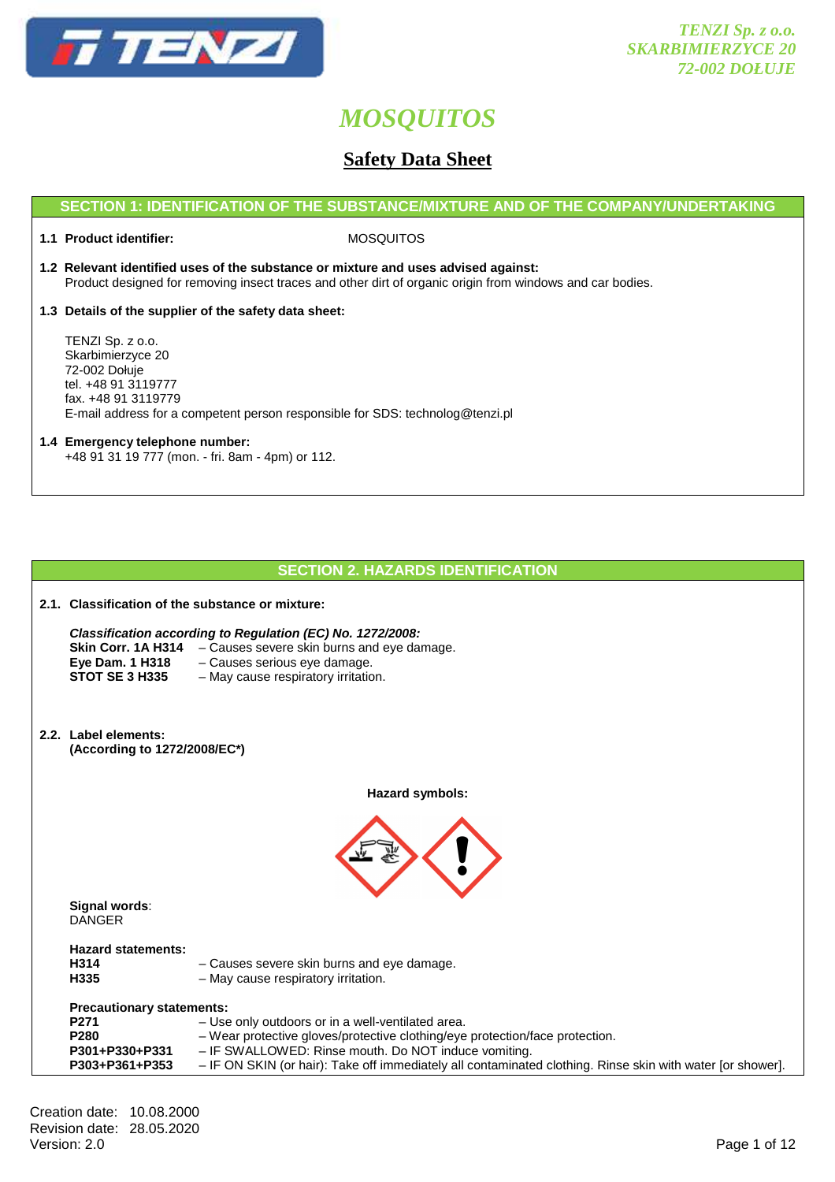TENZI Sp. z o.o.
SKARBIMIERZYCE 20
72-002 DOŁUJE

# MOSQUITOS

## Safety Data Sheet

### SECTION 1: IDENTIFICATION OF THE SUBSTANCE/MIXTURE AND OF THE COMPANY/UNDERTAKING

**1.1 Product identifier:** MOSQUITOS

**1.2 Relevant identified uses of the substance or mixture and uses advised against:**
Product designed for removing insect traces and other dirt of organic origin from windows and car bodies.

**1.3 Details of the supplier of the safety data sheet:**

TENZI Sp. z o.o.
Skarbimierzyce 20
72-002 Dołuje
tel. +48 91 3119777
fax. +48 91 3119779
E-mail address for a competent person responsible for SDS: technolog@tenzi.pl

**1.4 Emergency telephone number:**
+48 91 31 19 777 (mon. - fri. 8am - 4pm) or 112.

### SECTION 2. HAZARDS IDENTIFICATION

**2.1. Classification of the substance or mixture:**

***Classification according to Regulation (EC) No. 1272/2008:***
**Skin Corr. 1A H314** – Causes severe skin burns and eye damage.
**Eye Dam. 1 H318** – Causes serious eye damage.
**STOT SE 3 H335** – May cause respiratory irritation.

**2.2. Label elements:**
**(According to 1272/2008/EC*)**

**Hazard symbols:**

**Signal words**:
DANGER

**Hazard statements:**
**H314** – Causes severe skin burns and eye damage.
**H335** – May cause respiratory irritation.

**Precautionary statements:**
**P271** – Use only outdoors or in a well-ventilated area.
**P280** – Wear protective gloves/protective clothing/eye protection/face protection.
**P301+P330+P331** – IF SWALLOWED: Rinse mouth. Do NOT induce vomiting.
**P303+P361+P353** – IF ON SKIN (or hair): Take off immediately all contaminated clothing. Rinse skin with water [or shower].

Creation date: 10.08.2000
Revision date: 28.05.2020
Version: 2.0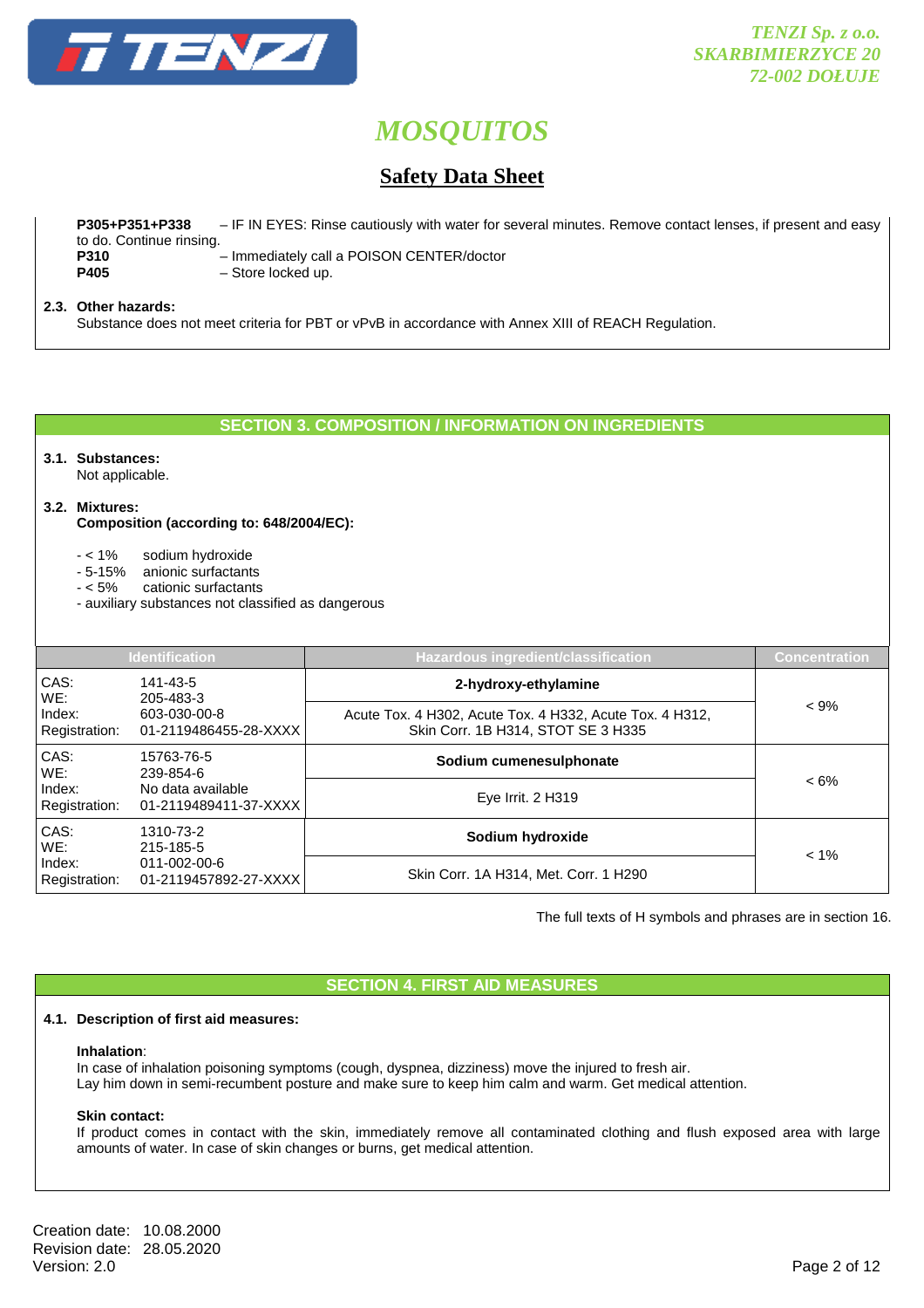**P305+P351+P338** – IF IN EYES: Rinse cautiously with water for several minutes. Remove contact lenses, if present and easy to do. Continue rinsing.
**P310** – Immediately call a POISON CENTER/doctor
**P405** – Store locked up.

**2.3. Other hazards:**
Substance does not meet criteria for PBT or vPvB in accordance with Annex XIII of REACH Regulation.

## SECTION 3. COMPOSITION / INFORMATION ON INGREDIENTS

**3.1. Substances:**
Not applicable.

**3.2. Mixtures:**
**Composition (according to: 648/2004/EC):**

- < 1% sodium hydroxide
- 5-15% anionic surfactants
- < 5% cationic surfactants
- auxiliary substances not classified as dangerous

| Identification | | Hazardous ingredient/classification | Concentration |
|---|---|---|---|
| CAS:<br>WE:<br>Index:<br>Registration: | 141-43-5<br>205-483-3<br>603-030-00-8<br>01-2119486455-28-XXXX | **2-hydroxy-ethylamine**<br>Acute Tox. 4 H302, Acute Tox. 4 H332, Acute Tox. 4 H312, Skin Corr. 1B H314, STOT SE 3 H335 | < 9% |
| CAS:<br>WE:<br>Index:<br>Registration: | 15763-76-5<br>239-854-6<br>No data available<br>01-2119489411-37-XXXX | **Sodium cumenesulphonate**<br>Eye Irrit. 2 H319 | < 6% |
| CAS:<br>WE:<br>Index:<br>Registration: | 1310-73-2<br>215-185-5<br>011-002-00-6<br>01-2119457892-27-XXXX | **Sodium hydroxide**<br>Skin Corr. 1A H314, Met. Corr. 1 H290 | < 1% |

The full texts of H symbols and phrases are in section 16.

## SECTION 4. FIRST AID MEASURES

**4.1. Description of first aid measures:**

**Inhalation**:
In case of inhalation poisoning symptoms (cough, dyspnea, dizziness) move the injured to fresh air.
Lay him down in semi-recumbent posture and make sure to keep him calm and warm. Get medical attention.

**Skin contact:**
If product comes in contact with the skin, immediately remove all contaminated clothing and flush exposed area with large amounts of water. In case of skin changes or burns, get medical attention.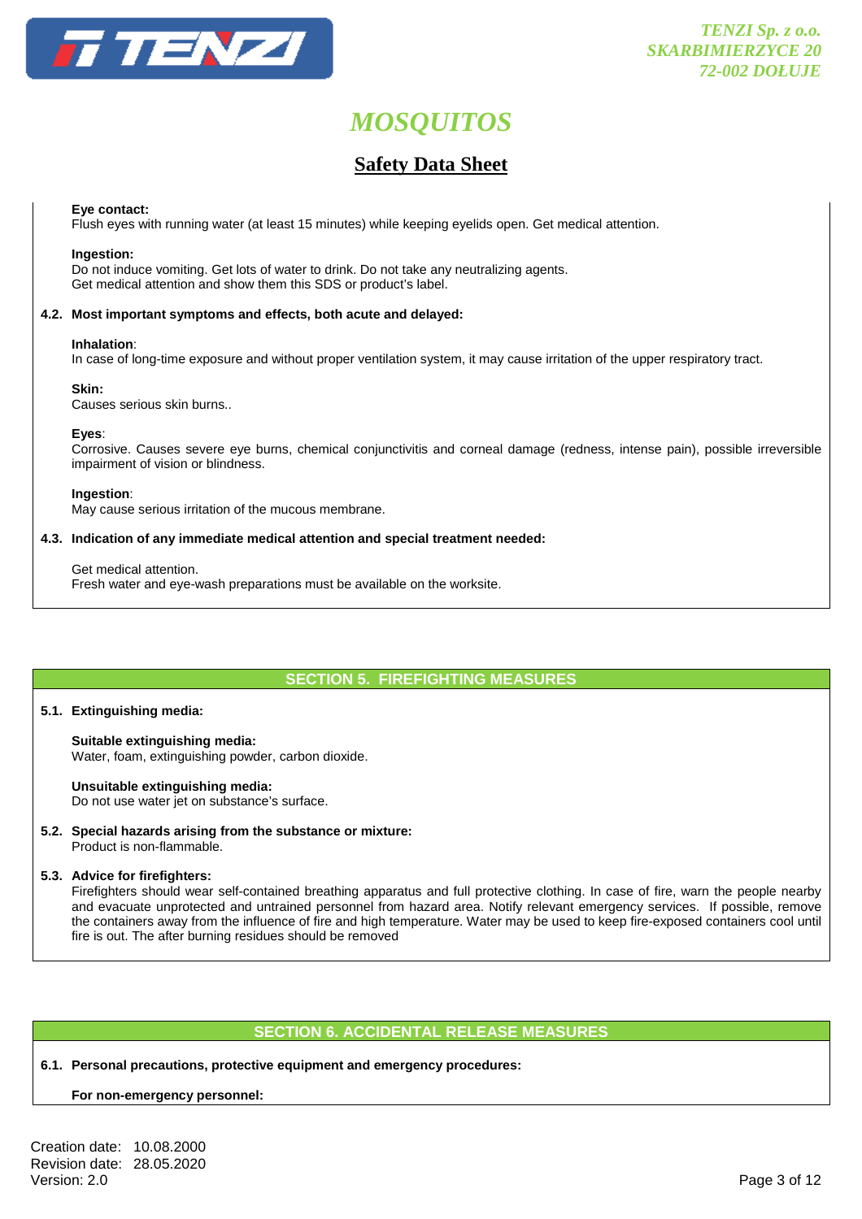**Eye contact:**
Flush eyes with running water (at least 15 minutes) while keeping eyelids open. Get medical attention.

**Ingestion:**
Do not induce vomiting. Get lots of water to drink. Do not take any neutralizing agents.
Get medical attention and show them this SDS or product's label.

### 4.2. Most important symptoms and effects, both acute and delayed:

**Inhalation**:
In case of long-time exposure and without proper ventilation system, it may cause irritation of the upper respiratory tract.

**Skin:**
Causes serious skin burns..

**Eyes**:
Corrosive. Causes severe eye burns, chemical conjunctivitis and corneal damage (redness, intense pain), possible irreversible impairment of vision or blindness.

**Ingestion**:
May cause serious irritation of the mucous membrane.

### 4.3. Indication of any immediate medical attention and special treatment needed:

Get medical attention.
Fresh water and eye-wash preparations must be available on the worksite.

## SECTION 5. FIREFIGHTING MEASURES

### 5.1. Extinguishing media:

**Suitable extinguishing media:**
Water, foam, extinguishing powder, carbon dioxide.

**Unsuitable extinguishing media:**
Do not use water jet on substance's surface.

### 5.2. Special hazards arising from the substance or mixture:
Product is non-flammable.

### 5.3. Advice for firefighters:
Firefighters should wear self-contained breathing apparatus and full protective clothing. In case of fire, warn the people nearby and evacuate unprotected and untrained personnel from hazard area. Notify relevant emergency services. If possible, remove the containers away from the influence of fire and high temperature. Water may be used to keep fire-exposed containers cool until fire is out. The after burning residues should be removed

## SECTION 6. ACCIDENTAL RELEASE MEASURES

### 6.1. Personal precautions, protective equipment and emergency procedures:

**For non-emergency personnel:**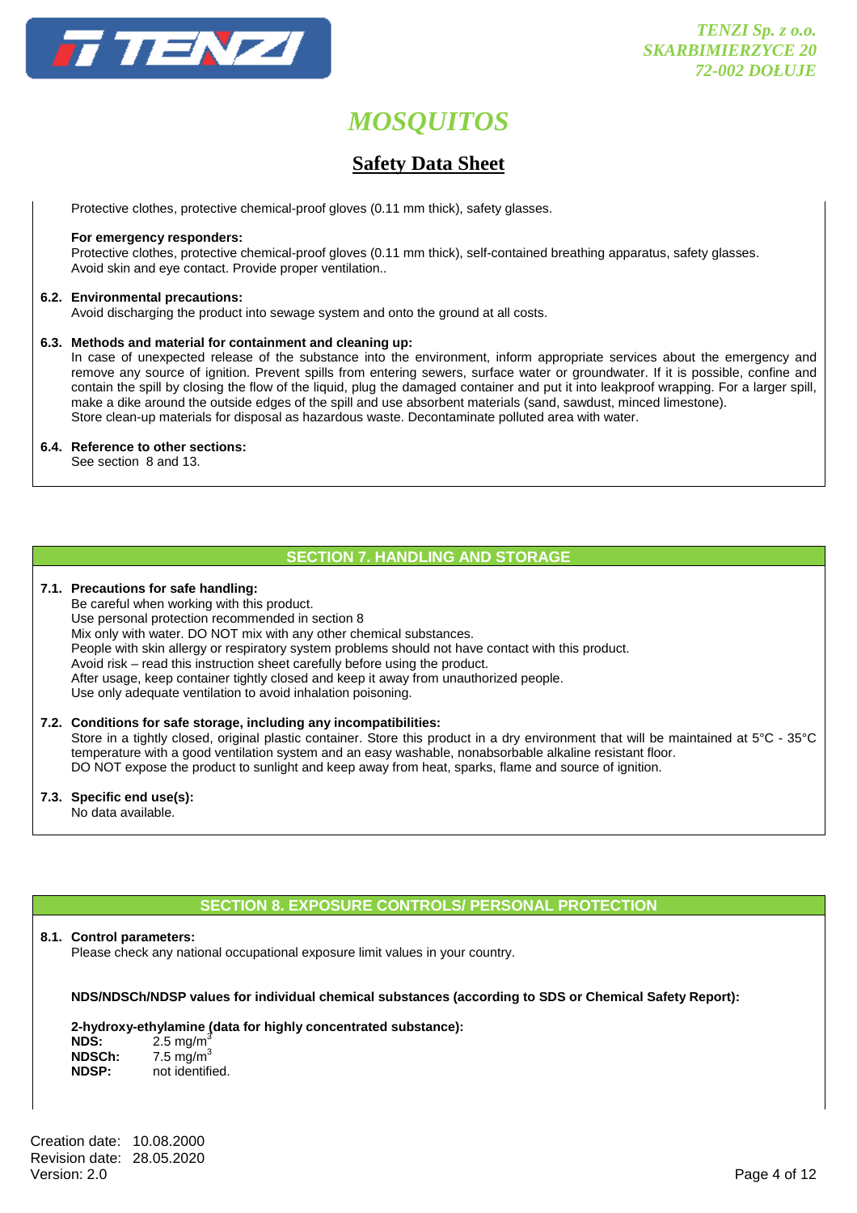Protective clothes, protective chemical-proof gloves (0.11 mm thick), safety glasses.

**For emergency responders:**
Protective clothes, protective chemical-proof gloves (0.11 mm thick), self-contained breathing apparatus, safety glasses.
Avoid skin and eye contact. Provide proper ventilation..

**6.2. Environmental precautions:**
Avoid discharging the product into sewage system and onto the ground at all costs.

**6.3. Methods and material for containment and cleaning up:**
In case of unexpected release of the substance into the environment, inform appropriate services about the emergency and remove any source of ignition. Prevent spills from entering sewers, surface water or groundwater. If it is possible, confine and contain the spill by closing the flow of the liquid, plug the damaged container and put it into leakproof wrapping. For a larger spill, make a dike around the outside edges of the spill and use absorbent materials (sand, sawdust, minced limestone).
Store clean-up materials for disposal as hazardous waste. Decontaminate polluted area with water.

**6.4. Reference to other sections:**
See section 8 and 13.

## SECTION 7. HANDLING AND STORAGE

**7.1. Precautions for safe handling:**
Be careful when working with this product.
Use personal protection recommended in section 8
Mix only with water. DO NOT mix with any other chemical substances.
People with skin allergy or respiratory system problems should not have contact with this product.
Avoid risk – read this instruction sheet carefully before using the product.
After usage, keep container tightly closed and keep it away from unauthorized people.
Use only adequate ventilation to avoid inhalation poisoning.

**7.2. Conditions for safe storage, including any incompatibilities:**
Store in a tightly closed, original plastic container. Store this product in a dry environment that will be maintained at 5°C - 35°C temperature with a good ventilation system and an easy washable, nonabsorbable alkaline resistant floor.
DO NOT expose the product to sunlight and keep away from heat, sparks, flame and source of ignition.

**7.3. Specific end use(s):**
No data available.

## SECTION 8. EXPOSURE CONTROLS/ PERSONAL PROTECTION

**8.1. Control parameters:**
Please check any national occupational exposure limit values in your country.

**NDS/NDSCh/NDSP values for individual chemical substances (according to SDS or Chemical Safety Report):**

**2-hydroxy-ethylamine (data for highly concentrated substance):**

**NDS:** 2.5 mg/$m^3$
**NDSCh:** 7.5 mg/$m^3$
**NDSP:** not identified.

Creation date: 10.08.2000
Revision date: 28.05.2020
Version: 2.0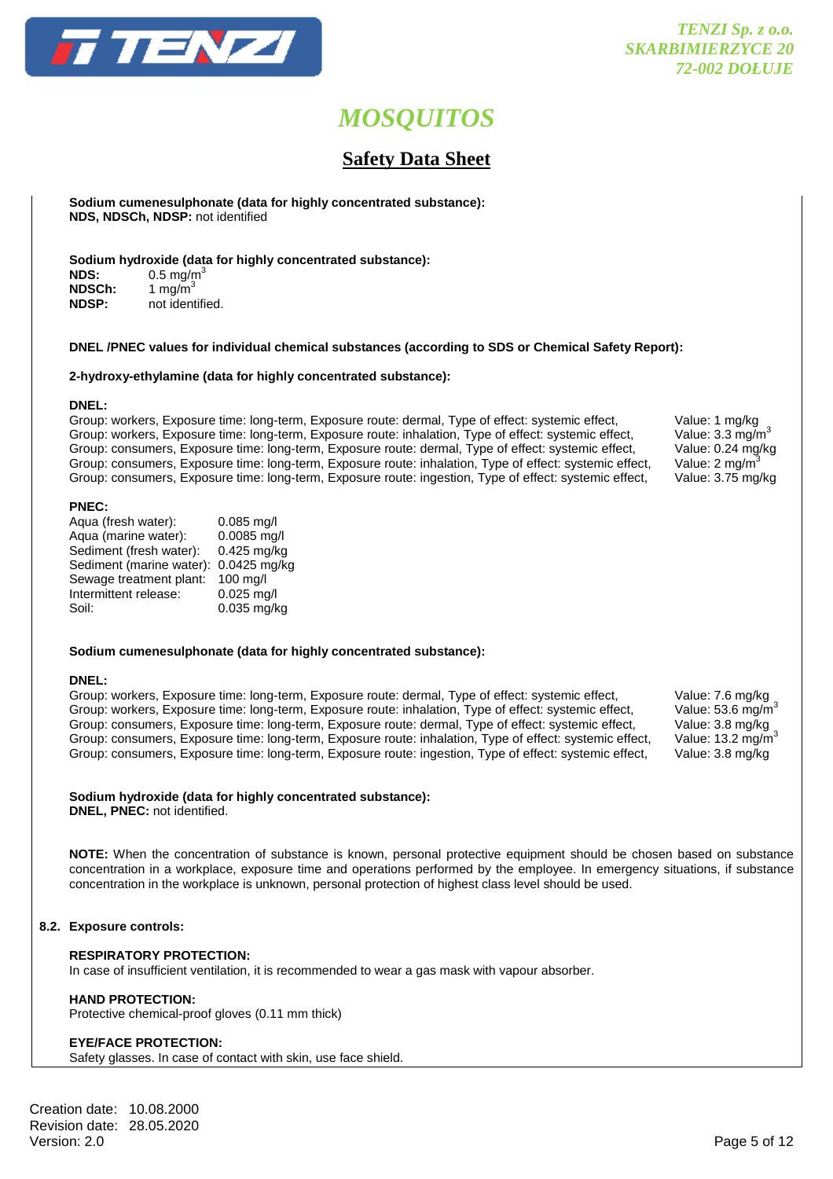**Sodium cumenesulphonate (data for highly concentrated substance):**
**NDS, NDSCh, NDSP:** not identified

**Sodium hydroxide (data for highly concentrated substance):**

| | |
|---|---|
| **NDS:** | 0.5 mg/m$^3$ |
| **NDSCh:** | 1 mg/m$^3$ |
| **NDSP:** | not identified. |

**DNEL /PNEC values for individual chemical substances (according to SDS or Chemical Safety Report):**

**2-hydroxy-ethylamine (data for highly concentrated substance):**

**DNEL:**

| | |
|---|---|
| Group: workers, Exposure time: long-term, Exposure route: dermal, Type of effect: systemic effect, | Value: 1 mg/kg |
| Group: workers, Exposure time: long-term, Exposure route: inhalation, Type of effect: systemic effect, | Value: 3.3 mg/m$^3$ |
| Group: consumers, Exposure time: long-term, Exposure route: dermal, Type of effect: systemic effect, | Value: 0.24 mg/kg |
| Group: consumers, Exposure time: long-term, Exposure route: inhalation, Type of effect: systemic effect, | Value: 2 mg/m$^3$ |
| Group: consumers, Exposure time: long-term, Exposure route: ingestion, Type of effect: systemic effect, | Value: 3.75 mg/kg |

**PNEC:**

| | |
|---|---|
| Aqua (fresh water): | 0.085 mg/l |
| Aqua (marine water): | 0.0085 mg/l |
| Sediment (fresh water): | 0.425 mg/kg |
| Sediment (marine water): | 0.0425 mg/kg |
| Sewage treatment plant: | 100 mg/l |
| Intermittent release: | 0.025 mg/l |
| Soil: | 0.035 mg/kg |

**Sodium cumenesulphonate (data for highly concentrated substance):**

**DNEL:**

| | |
|---|---|
| Group: workers, Exposure time: long-term, Exposure route: dermal, Type of effect: systemic effect, | Value: 7.6 mg/kg |
| Group: workers, Exposure time: long-term, Exposure route: inhalation, Type of effect: systemic effect, | Value: 53.6 mg/m$^3$ |
| Group: consumers, Exposure time: long-term, Exposure route: dermal, Type of effect: systemic effect, | Value: 3.8 mg/kg |
| Group: consumers, Exposure time: long-term, Exposure route: inhalation, Type of effect: systemic effect, | Value: 13.2 mg/m$^3$ |
| Group: consumers, Exposure time: long-term, Exposure route: ingestion, Type of effect: systemic effect, | Value: 3.8 mg/kg |

**Sodium hydroxide (data for highly concentrated substance):**
**DNEL, PNEC:** not identified.

**NOTE:** When the concentration of substance is known, personal protective equipment should be chosen based on substance concentration in a workplace, exposure time and operations performed by the employee. In emergency situations, if substance concentration in the workplace is unknown, personal protection of highest class level should be used.

**8.2. Exposure controls:**

**RESPIRATORY PROTECTION:**
In case of insufficient ventilation, it is recommended to wear a gas mask with vapour absorber.

**HAND PROTECTION:**
Protective chemical-proof gloves (0.11 mm thick)

**EYE/FACE PROTECTION:**
Safety glasses. In case of contact with skin, use face shield.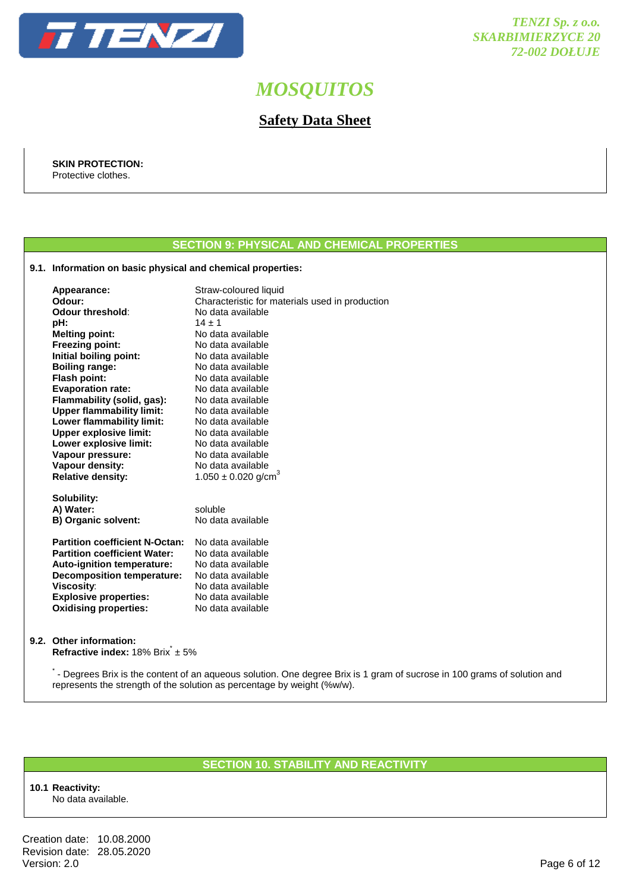**SKIN PROTECTION:**
Protective clothes.

## SECTION 9: PHYSICAL AND CHEMICAL PROPERTIES

**9.1. Information on basic physical and chemical properties:**

| | |
|---|---|
| **Appearance:** | Straw-coloured liquid |
| **Odour:** | Characteristic for materials used in production |
| **Odour threshold:** | No data available |
| **pH:** | $14 \pm 1$ |
| **Melting point:** | No data available |
| **Freezing point:** | No data available |
| **Initial boiling point:** | No data available |
| **Boiling range:** | No data available |
| **Flash point:** | No data available |
| **Evaporation rate:** | No data available |
| **Flammability (solid, gas):** | No data available |
| **Upper flammability limit:** | No data available |
| **Lower flammability limit:** | No data available |
| **Upper explosive limit:** | No data available |
| **Lower explosive limit:** | No data available |
| **Vapour pressure:** | No data available |
| **Vapour density:** | No data available |
| **Relative density:** | $1.050 \pm 0.020$ g/cm$^3$ |

**Solubility:**

| | |
|---|---|
| **A) Water:** | soluble |
| **B) Organic solvent:** | No data available |

| | |
|---|---|
| **Partition coefficient N-Octan:** | No data available |
| **Partition coefficient Water:** | No data available |
| **Auto-ignition temperature:** | No data available |
| **Decomposition temperature:** | No data available |
| **Viscosity:** | No data available |
| **Explosive properties:** | No data available |
| **Oxidising properties:** | No data available |

**9.2. Other information:**
**Refractive index:** 18% Brix* ± 5%

* - Degrees Brix is the content of an aqueous solution. One degree Brix is 1 gram of sucrose in 100 grams of solution and represents the strength of the solution as percentage by weight (%w/w).

## SECTION 10. STABILITY AND REACTIVITY

**10.1 Reactivity:**
No data available.

Creation date: 10.08.2000
Revision date: 28.05.2020
Version: 2.0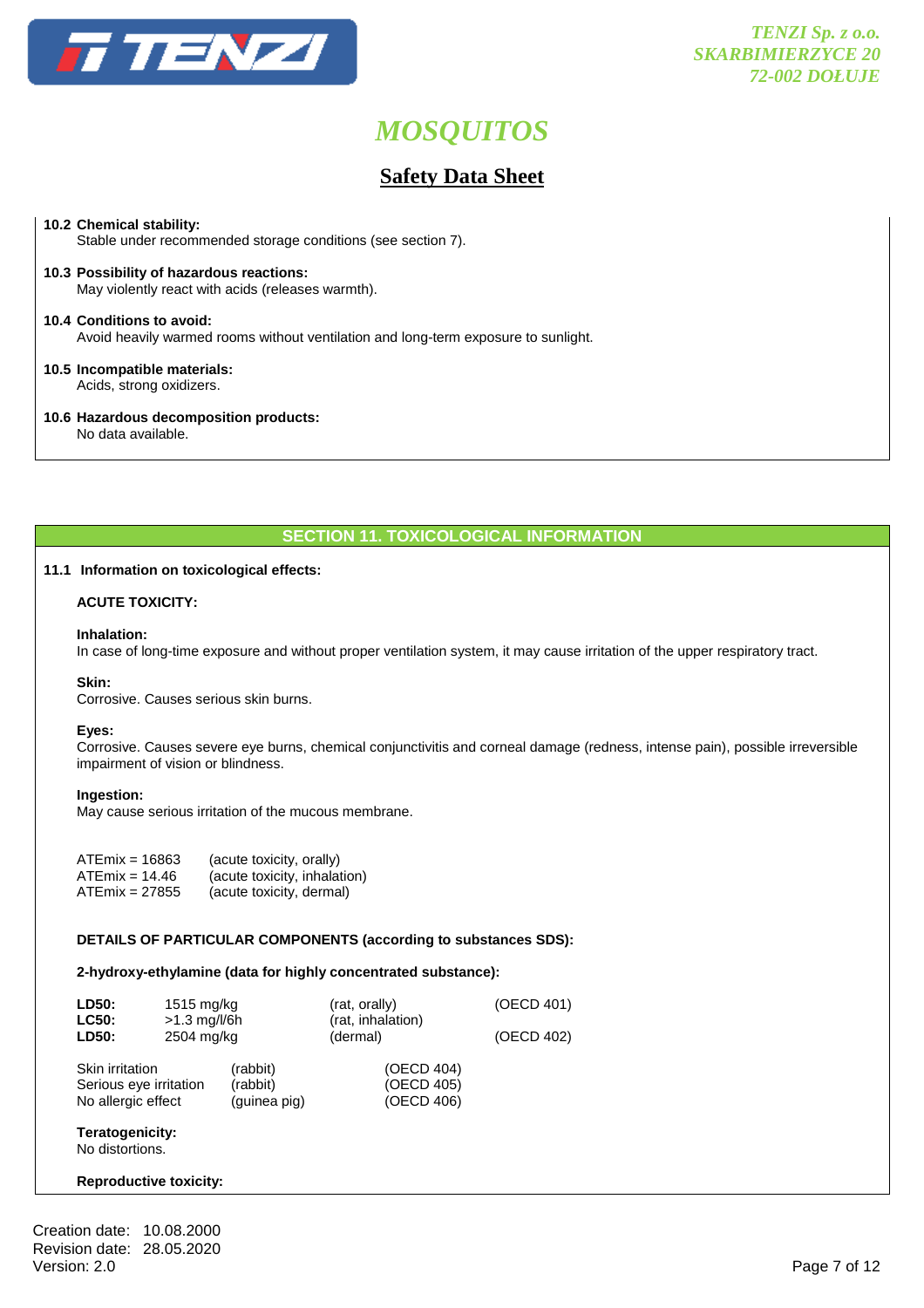**10.2 Chemical stability:**
Stable under recommended storage conditions (see section 7).

**10.3 Possibility of hazardous reactions:**
May violently react with acids (releases warmth).

**10.4 Conditions to avoid:**
Avoid heavily warmed rooms without ventilation and long-term exposure to sunlight.

**10.5 Incompatible materials:**
Acids, strong oxidizers.

**10.6 Hazardous decomposition products:**
No data available.

## SECTION 11. TOXICOLOGICAL INFORMATION

**11.1 Information on toxicological effects:**

**ACUTE TOXICITY:**

**Inhalation:**
In case of long-time exposure and without proper ventilation system, it may cause irritation of the upper respiratory tract.

**Skin:**
Corrosive. Causes serious skin burns.

**Eyes:**
Corrosive. Causes severe eye burns, chemical conjunctivitis and corneal damage (redness, intense pain), possible irreversible impairment of vision or blindness.

**Ingestion:**
May cause serious irritation of the mucous membrane.

| | |
|---|---|
| ATEmix = 16863 | (acute toxicity, orally) |
| ATEmix = 14.46 | (acute toxicity, inhalation) |
| ATEmix = 27855 | (acute toxicity, dermal) |

**DETAILS OF PARTICULAR COMPONENTS (according to substances SDS):**

**2-hydroxy-ethylamine (data for highly concentrated substance):**

| | | | |
|---|---|---|---|
| **LD50:** | 1515 mg/kg | (rat, orally) | (OECD 401) |
| **LC50:** | >1.3 mg/l/6h | (rat, inhalation) | |
| **LD50:** | 2504 mg/kg | (dermal) | (OECD 402) |

| | | |
|---|---|---|
| Skin irritation | (rabbit) | (OECD 404) |
| Serious eye irritation | (rabbit) | (OECD 405) |
| No allergic effect | (guinea pig) | (OECD 406) |

**Teratogenicity:**
No distortions.

**Reproductive toxicity:**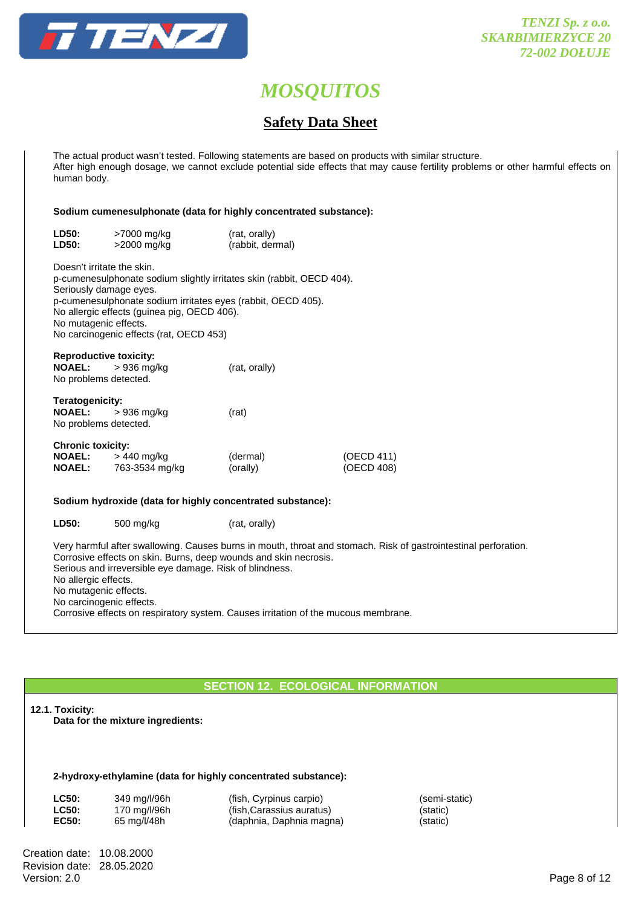The actual product wasn't tested. Following statements are based on products with similar structure.
After high enough dosage, we cannot exclude potential side effects that may cause fertility problems or other harmful effects on human body.

**Sodium cumenesulphonate (data for highly concentrated substance):**

| | | |
|---|---|---|
| **LD50:** | >7000 mg/kg | (rat, orally) |
| **LD50:** | >2000 mg/kg | (rabbit, dermal) |

Doesn't irritate the skin.
p-cumenesulphonate sodium slightly irritates skin (rabbit, OECD 404).
Seriously damage eyes.
p-cumenesulphonate sodium irritates eyes (rabbit, OECD 405).
No allergic effects (guinea pig, OECD 406).
No mutagenic effects.
No carcinogenic effects (rat, OECD 453)

**Reproductive toxicity:**

| | | |
|---|---|---|
| **NOAEL:** | > 936 mg/kg | (rat, orally) |

No problems detected.

**Teratogenicity:**

| | | |
|---|---|---|
| **NOAEL:** | > 936 mg/kg | (rat) |

No problems detected.

**Chronic toxicity:**

| | | | |
|---|---|---|---|
| **NOAEL:** | > 440 mg/kg | (dermal) | (OECD 411) |
| **NOAEL:** | 763-3534 mg/kg | (orally) | (OECD 408) |

**Sodium hydroxide (data for highly concentrated substance):**

| | | |
|---|---|---|
| **LD50:** | 500 mg/kg | (rat, orally) |

Very harmful after swallowing. Causes burns in mouth, throat and stomach. Risk of gastrointestinal perforation.
Corrosive effects on skin. Burns, deep wounds and skin necrosis.
Serious and irreversible eye damage. Risk of blindness.
No allergic effects.
No mutagenic effects.
No carcinogenic effects.
Corrosive effects on respiratory system. Causes irritation of the mucous membrane.

## SECTION 12. ECOLOGICAL INFORMATION

**12.1. Toxicity:**

**Data for the mixture ingredients:**

**2-hydroxy-ethylamine (data for highly concentrated substance):**

| | | | |
|---|---|---|---|
| **LC50:** | 349 mg/l/96h | (fish, Cyrpinus carpio) | (semi-static) |
| **LC50:** | 170 mg/l/96h | (fish,Carassius auratus) | (static) |
| **EC50:** | 65 mg/l/48h | (daphnia, Daphnia magna) | (static) |

Creation date: 10.08.2000
Revision date: 28.05.2020
Version: 2.0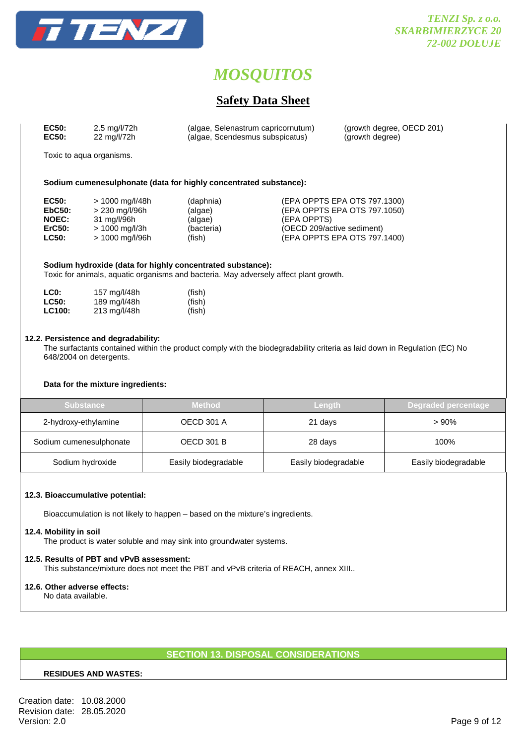| | | | |
|---|---|---|---|
| **EC50:** | 2.5 mg/l/72h | (algae, Selenastrum capricornutum) | (growth degree, OECD 201) |
| **EC50:** | 22 mg/l/72h | (algae, Scendesmus subspicatus) | (growth degree) |

Toxic to aqua organisms.

**Sodium cumenesulphonate (data for highly concentrated substance):**

| | | | |
|---|---|---|---|
| **EC50:** | > 1000 mg/l/48h | (daphnia) | (EPA OPPTS EPA OTS 797.1300) |
| **EbC50:** | > 230 mg/l/96h | (algae) | (EPA OPPTS EPA OTS 797.1050) |
| **NOEC:** | 31 mg/l/96h | (algae) | (EPA OPPTS) |
| **ErC50:** | > 1000 mg/l/3h | (bacteria) | (OECD 209/active sediment) |
| **LC50:** | > 1000 mg/l/96h | (fish) | (EPA OPPTS EPA OTS 797.1400) |

**Sodium hydroxide (data for highly concentrated substance):**
Toxic for animals, aquatic organisms and bacteria. May adversely affect plant growth.

| | | |
|---|---|---|
| **LC0:** | 157 mg/l/48h | (fish) |
| **LC50:** | 189 mg/l/48h | (fish) |
| **LC100:** | 213 mg/l/48h | (fish) |

**12.2. Persistence and degradability:**
The surfactants contained within the product comply with the biodegradability criteria as laid down in Regulation (EC) No 648/2004 on detergents.

**Data for the mixture ingredients:**

| Substance | Method | Length | Degraded percentage |
|---|---|---|---|
| 2-hydroxy-ethylamine | OECD 301 A | 21 days | > 90% |
| Sodium cumenesulphonate | OECD 301 B | 28 days | 100% |
| Sodium hydroxide | Easily biodegradable | Easily biodegradable | Easily biodegradable |

**12.3. Bioaccumulative potential:**

Bioaccumulation is not likely to happen – based on the mixture's ingredients.

**12.4. Mobility in soil**
The product is water soluble and may sink into groundwater systems.

**12.5. Results of PBT and vPvB assessment:**
This substance/mixture does not meet the PBT and vPvB criteria of REACH, annex XIII..

**12.6. Other adverse effects:**
No data available.

## SECTION 13. DISPOSAL CONSIDERATIONS

**RESIDUES AND WASTES:**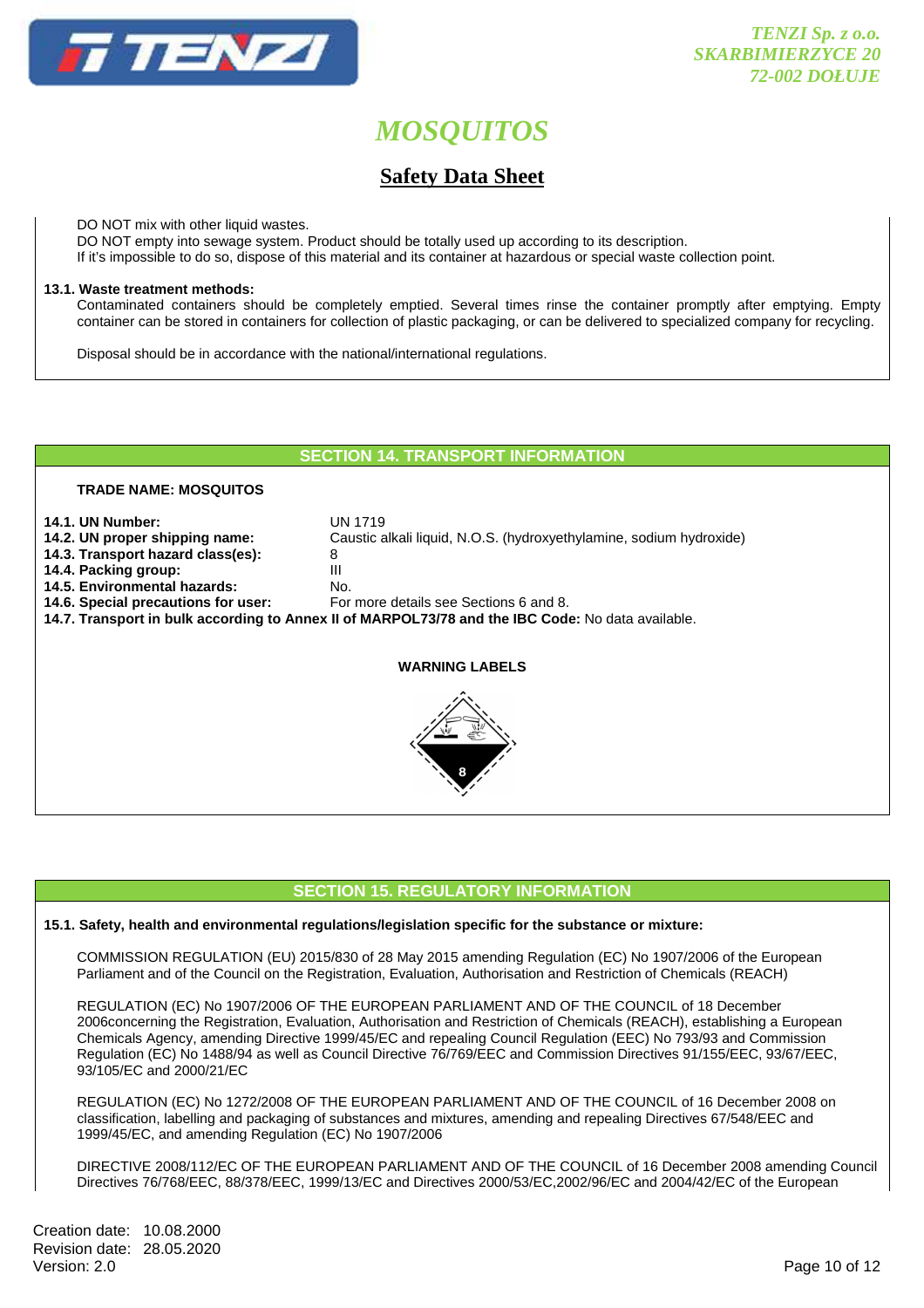DO NOT mix with other liquid wastes.
DO NOT empty into sewage system. Product should be totally used up according to its description.
If it's impossible to do so, dispose of this material and its container at hazardous or special waste collection point.

**13.1. Waste treatment methods:**

Contaminated containers should be completely emptied. Several times rinse the container promptly after emptying. Empty container can be stored in containers for collection of plastic packaging, or can be delivered to specialized company for recycling.

Disposal should be in accordance with the national/international regulations.

## SECTION 14. TRANSPORT INFORMATION

**TRADE NAME: MOSQUITOS**

**14.1. UN Number:** UN 1719
**14.2. UN proper shipping name:** Caustic alkali liquid, N.O.S. (hydroxyethylamine, sodium hydroxide)
**14.3. Transport hazard class(es):** 8
**14.4. Packing group:** III
**14.5. Environmental hazards:** No.
**14.6. Special precautions for user:** For more details see Sections 6 and 8.
**14.7. Transport in bulk according to Annex II of MARPOL73/78 and the IBC Code:** No data available.

**WARNING LABELS**

## SECTION 15. REGULATORY INFORMATION

**15.1. Safety, health and environmental regulations/legislation specific for the substance or mixture:**

COMMISSION REGULATION (EU) 2015/830 of 28 May 2015 amending Regulation (EC) No 1907/2006 of the European Parliament and of the Council on the Registration, Evaluation, Authorisation and Restriction of Chemicals (REACH)

REGULATION (EC) No 1907/2006 OF THE EUROPEAN PARLIAMENT AND OF THE COUNCIL of 18 December 2006concerning the Registration, Evaluation, Authorisation and Restriction of Chemicals (REACH), establishing a European Chemicals Agency, amending Directive 1999/45/EC and repealing Council Regulation (EEC) No 793/93 and Commission Regulation (EC) No 1488/94 as well as Council Directive 76/769/EEC and Commission Directives 91/155/EEC, 93/67/EEC, 93/105/EC and 2000/21/EC

REGULATION (EC) No 1272/2008 OF THE EUROPEAN PARLIAMENT AND OF THE COUNCIL of 16 December 2008 on classification, labelling and packaging of substances and mixtures, amending and repealing Directives 67/548/EEC and 1999/45/EC, and amending Regulation (EC) No 1907/2006

DIRECTIVE 2008/112/EC OF THE EUROPEAN PARLIAMENT AND OF THE COUNCIL of 16 December 2008 amending Council Directives 76/768/EEC, 88/378/EEC, 1999/13/EC and Directives 2000/53/EC,2002/96/EC and 2004/42/EC of the European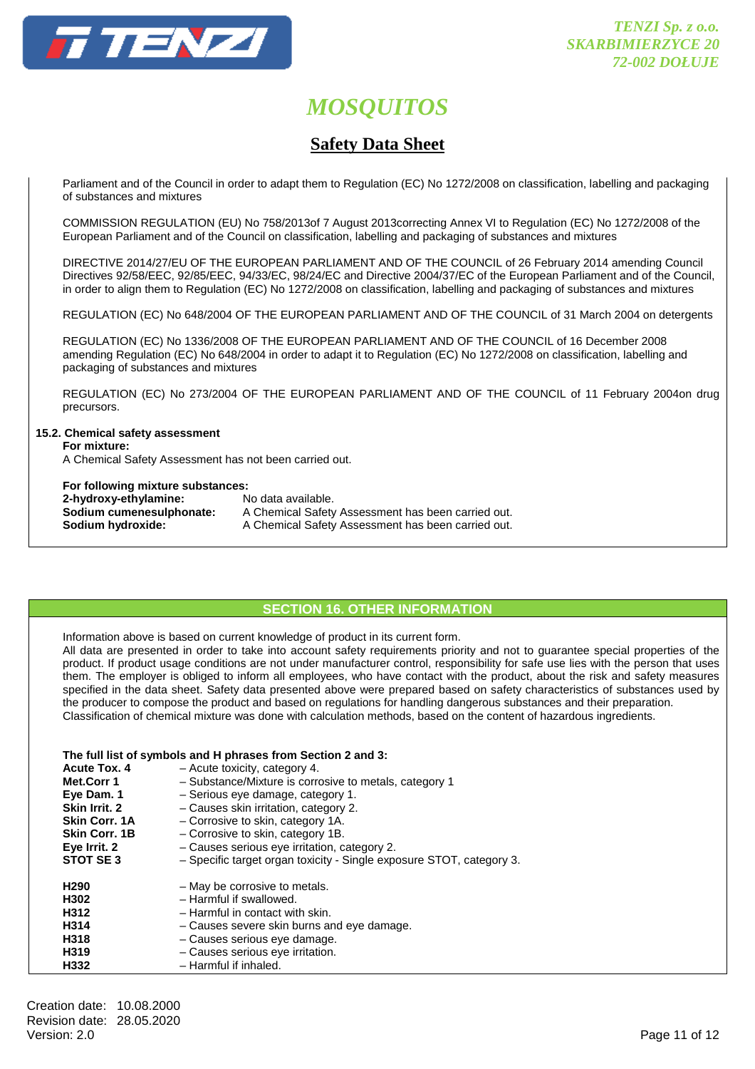Parliament and of the Council in order to adapt them to Regulation (EC) No 1272/2008 on classification, labelling and packaging of substances and mixtures

COMMISSION REGULATION (EU) No 758/2013of 7 August 2013correcting Annex VI to Regulation (EC) No 1272/2008 of the European Parliament and of the Council on classification, labelling and packaging of substances and mixtures

DIRECTIVE 2014/27/EU OF THE EUROPEAN PARLIAMENT AND OF THE COUNCIL of 26 February 2014 amending Council Directives 92/58/EEC, 92/85/EEC, 94/33/EC, 98/24/EC and Directive 2004/37/EC of the European Parliament and of the Council, in order to align them to Regulation (EC) No 1272/2008 on classification, labelling and packaging of substances and mixtures

REGULATION (EC) No 648/2004 OF THE EUROPEAN PARLIAMENT AND OF THE COUNCIL of 31 March 2004 on detergents

REGULATION (EC) No 1336/2008 OF THE EUROPEAN PARLIAMENT AND OF THE COUNCIL of 16 December 2008 amending Regulation (EC) No 648/2004 in order to adapt it to Regulation (EC) No 1272/2008 on classification, labelling and packaging of substances and mixtures

REGULATION (EC) No 273/2004 OF THE EUROPEAN PARLIAMENT AND OF THE COUNCIL of 11 February 2004on drug precursors.

**15.2. Chemical safety assessment**

**For mixture:**

A Chemical Safety Assessment has not been carried out.

**For following mixture substances:**

**2-hydroxy-ethylamine:** No data available.
**Sodium cumenesulphonate:** A Chemical Safety Assessment has been carried out.
**Sodium hydroxide:** A Chemical Safety Assessment has been carried out.

## SECTION 16. OTHER INFORMATION

Information above is based on current knowledge of product in its current form.
All data are presented in order to take into account safety requirements priority and not to guarantee special properties of the product. If product usage conditions are not under manufacturer control, responsibility for safe use lies with the person that uses them. The employer is obliged to inform all employees, who have contact with the product, about the risk and safety measures specified in the data sheet. Safety data presented above were prepared based on safety characteristics of substances used by the producer to compose the product and based on regulations for handling dangerous substances and their preparation.
Classification of chemical mixture was done with calculation methods, based on the content of hazardous ingredients.

**The full list of symbols and H phrases from Section 2 and 3:**

**Acute Tox. 4** – Acute toxicity, category 4.
**Met.Corr 1** – Substance/Mixture is corrosive to metals, category 1
**Eye Dam. 1** – Serious eye damage, category 1.
**Skin Irrit. 2** – Causes skin irritation, category 2.
**Skin Corr. 1A** – Corrosive to skin, category 1A.
**Skin Corr. 1B** – Corrosive to skin, category 1B.
**Eye Irrit. 2** – Causes serious eye irritation, category 2.
**STOT SE 3** – Specific target organ toxicity - Single exposure STOT, category 3.

**H290** – May be corrosive to metals.
**H302** – Harmful if swallowed.
**H312** – Harmful in contact with skin.
**H314** – Causes severe skin burns and eye damage.
**H318** – Causes serious eye damage.
**H319** – Causes serious eye irritation.
**H332** – Harmful if inhaled.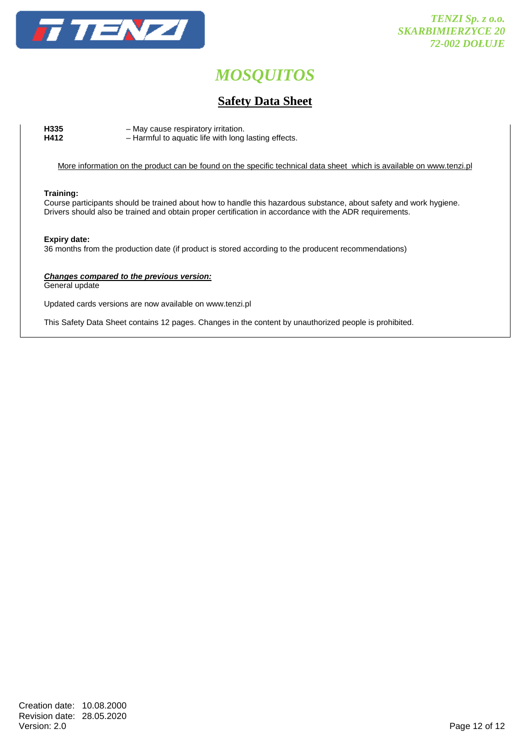**H335** – May cause respiratory irritation.
**H412** – Harmful to aquatic life with long lasting effects.

More information on the product can be found on the specific technical data sheet which is available on www.tenzi.pl

**Training:**
Course participants should be trained about how to handle this hazardous substance, about safety and work hygiene. Drivers should also be trained and obtain proper certification in accordance with the ADR requirements.

**Expiry date:**
36 months from the production date (if product is stored according to the producent recommendations)

***Changes compared to the previous version:***
General update

Updated cards versions are now available on www.tenzi.pl

This Safety Data Sheet contains 12 pages. Changes in the content by unauthorized people is prohibited.